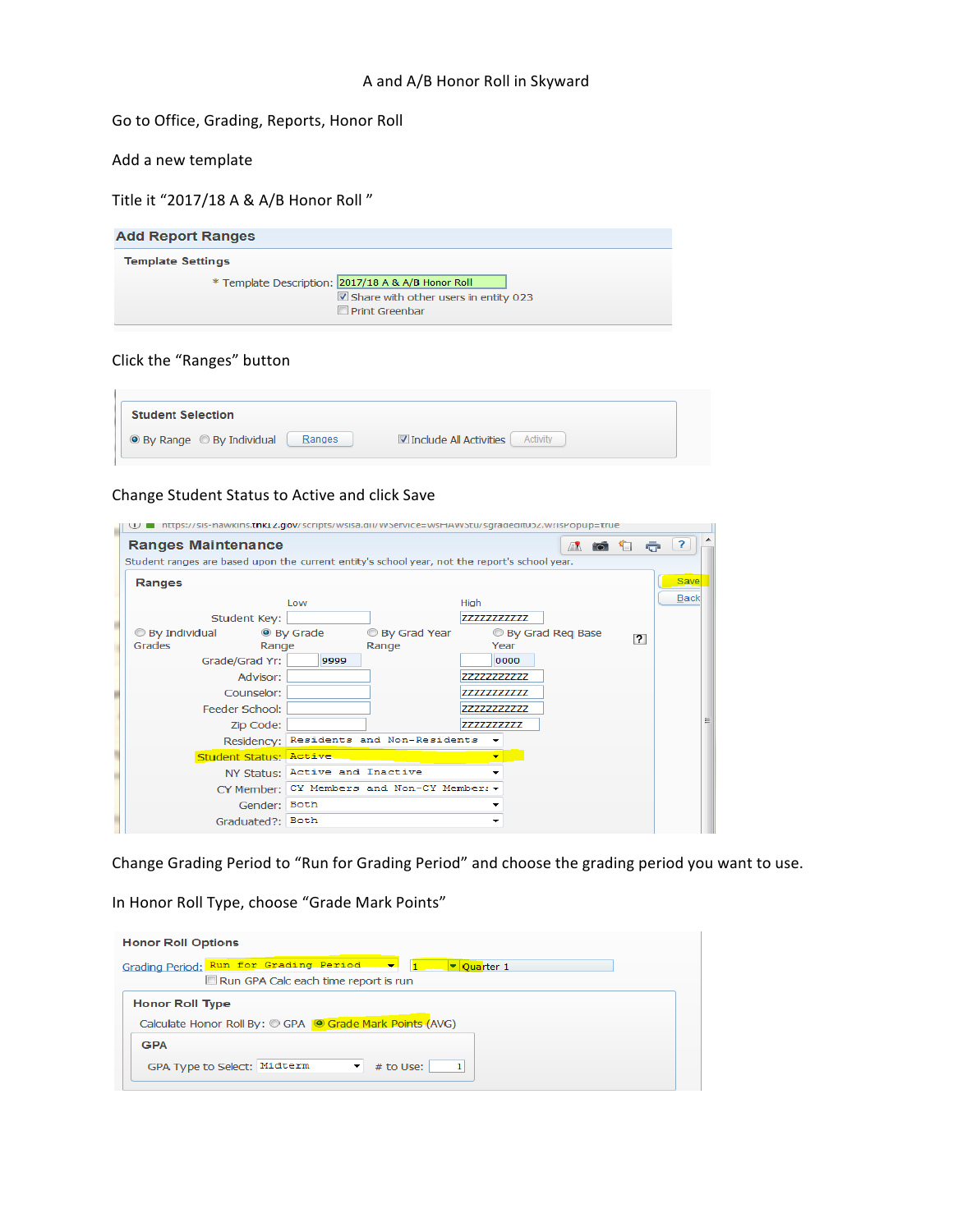# A and A/B Honor Roll in Skyward

Go to Office, Grading, Reports, Honor Roll

Add a new template

Title it "2017/18 A & A/B Honor Roll "

**Add Report Ranges**

**Template Settings**

\* Template Description: 2017/18 A & A/B Honor Roll

☑ Share with other users in entity 023

☐ Print Greenbar

Click the "Ranges" button

**Student Selection**

◉ By Range ○ By Individual [Ranges] ☑ Include All Activities [Activity]

Change Student Status to Active and click Save

**Ranges Maintenance**

Student ranges are based upon the current entity's school year, not the report's school year.

**Ranges**

| | Low | High |
|---|---|---|
| Student Key: | | zzzzzzzzzzz |
| Grade/Grad Yr: | 9999 | 0000 |
| Advisor: | | zzzzzzzzzzz |
| Counselor: | | zzzzzzzzzzz |
| Feeder School: | | zzzzzzzzzzz |
| Zip Code: | | zzzzzzzzzz |

○ By Individual Grades ◉ By Grade Range ○ By Grad Year Range ○ By Grad Req Base Year

Residency: Residents and Non-Residents

Student Status: Active

NY Status: Active and Inactive

CY Member: CY Members and Non-CY Members

Gender: Both

Graduated?: Both

[Save] [Back]

Change Grading Period to "Run for Grading Period" and choose the grading period you want to use.

In Honor Roll Type, choose "Grade Mark Points"

**Honor Roll Options**

Grading Period: Run for Grading Period 1 Quarter 1

☐ Run GPA Calc each time report is run

**Honor Roll Type**

Calculate Honor Roll By: ○ GPA ◉ Grade Mark Points (AVG)

**GPA**

GPA Type to Select: Midterm # to Use: 1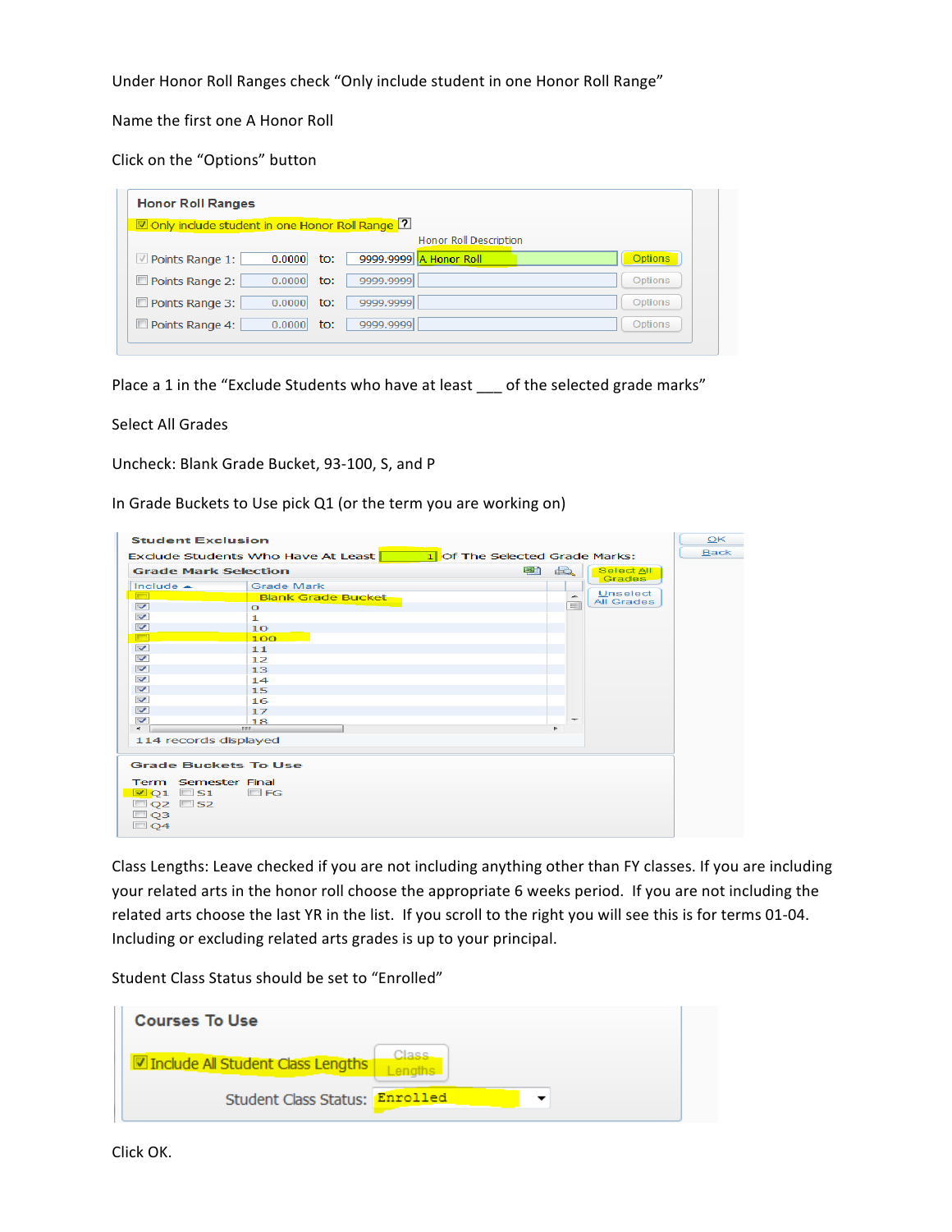Under Honor Roll Ranges check "Only include student in one Honor Roll Range"

Name the first one A Honor Roll

Click on the "Options" button

Place a 1 in the "Exclude Students who have at least ___ of the selected grade marks"

Select All Grades

Uncheck: Blank Grade Bucket, 93-100, S, and P

In Grade Buckets to Use pick Q1 (or the term you are working on)

Class Lengths: Leave checked if you are not including anything other than FY classes. If you are including your related arts in the honor roll choose the appropriate 6 weeks period. If you are not including the related arts choose the last YR in the list. If you scroll to the right you will see this is for terms 01-04. Including or excluding related arts grades is up to your principal.

Student Class Status should be set to "Enrolled"

Click OK.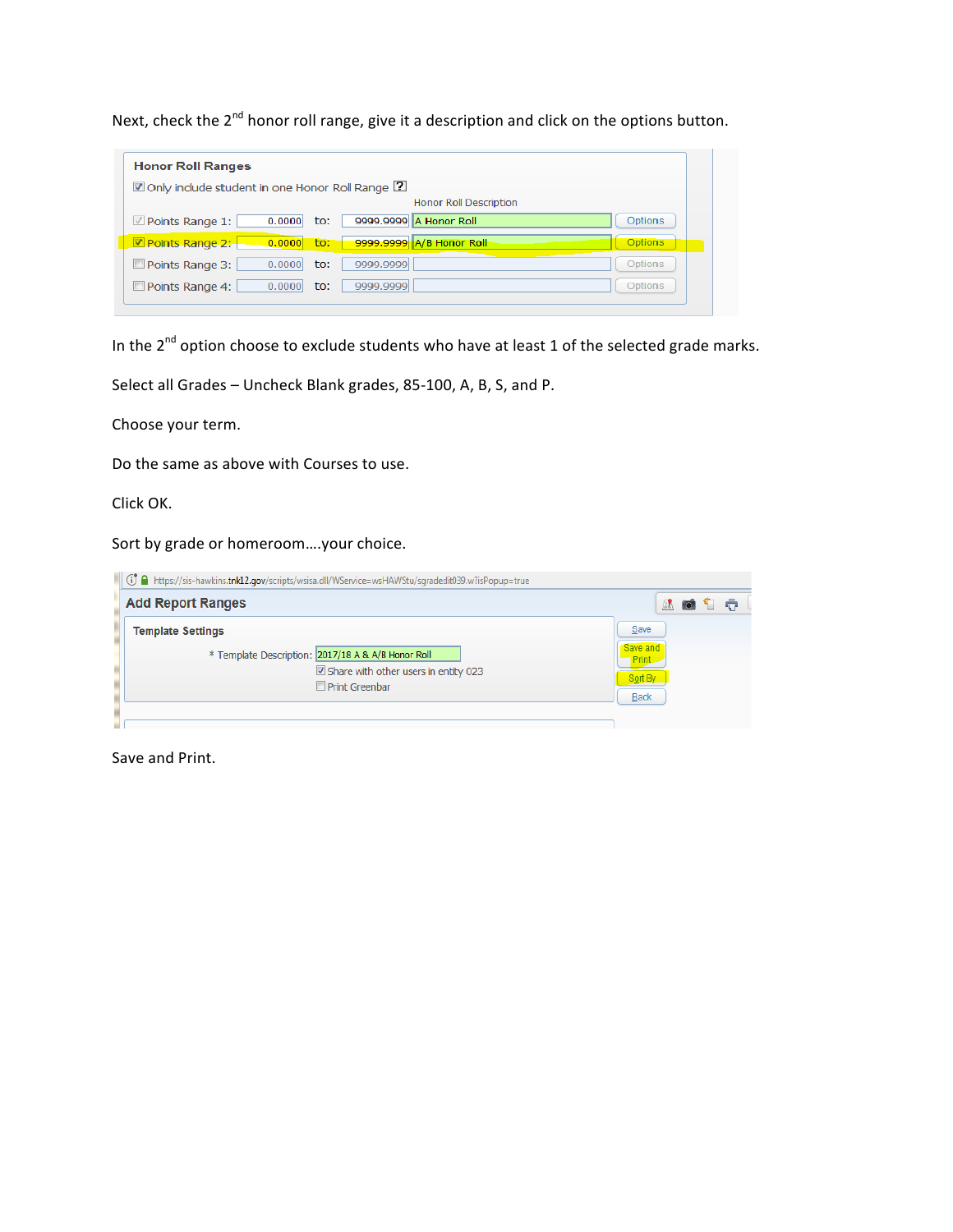Next, check the 2nd honor roll range, give it a description and click on the options button.

**Honor Roll Ranges**

☑ Only include student in one Honor Roll Range

| | | | | Honor Roll Description | |
|---|---|---|---|---|---|
| ☑ Points Range 1: | 0.0000 | to: | 9999.9999 | A Honor Roll | Options |
| ☑ Points Range 2: | 0.0000 | to: | 9999.9999 | A/B Honor Roll | Options |
| ☐ Points Range 3: | 0.0000 | to: | 9999.9999 | | Options |
| ☐ Points Range 4: | 0.0000 | to: | 9999.9999 | | Options |

In the 2nd option choose to exclude students who have at least 1 of the selected grade marks.

Select all Grades – Uncheck Blank grades, 85-100, A, B, S, and P.

Choose your term.

Do the same as above with Courses to use.

Click OK.

Sort by grade or homeroom….your choice.

https://sis-hawkins.tnk12.gov/scripts/wsisa.dll/WService=wsHAWStu/sgradedit039.w?isPopup=true

**Add Report Ranges**

**Template Settings**

\* Template Description: 2017/18 A & A/B Honor Roll

☑ Share with other users in entity 023

☐ Print Greenbar

Save | Save and Print | Sort By | Back

Save and Print.